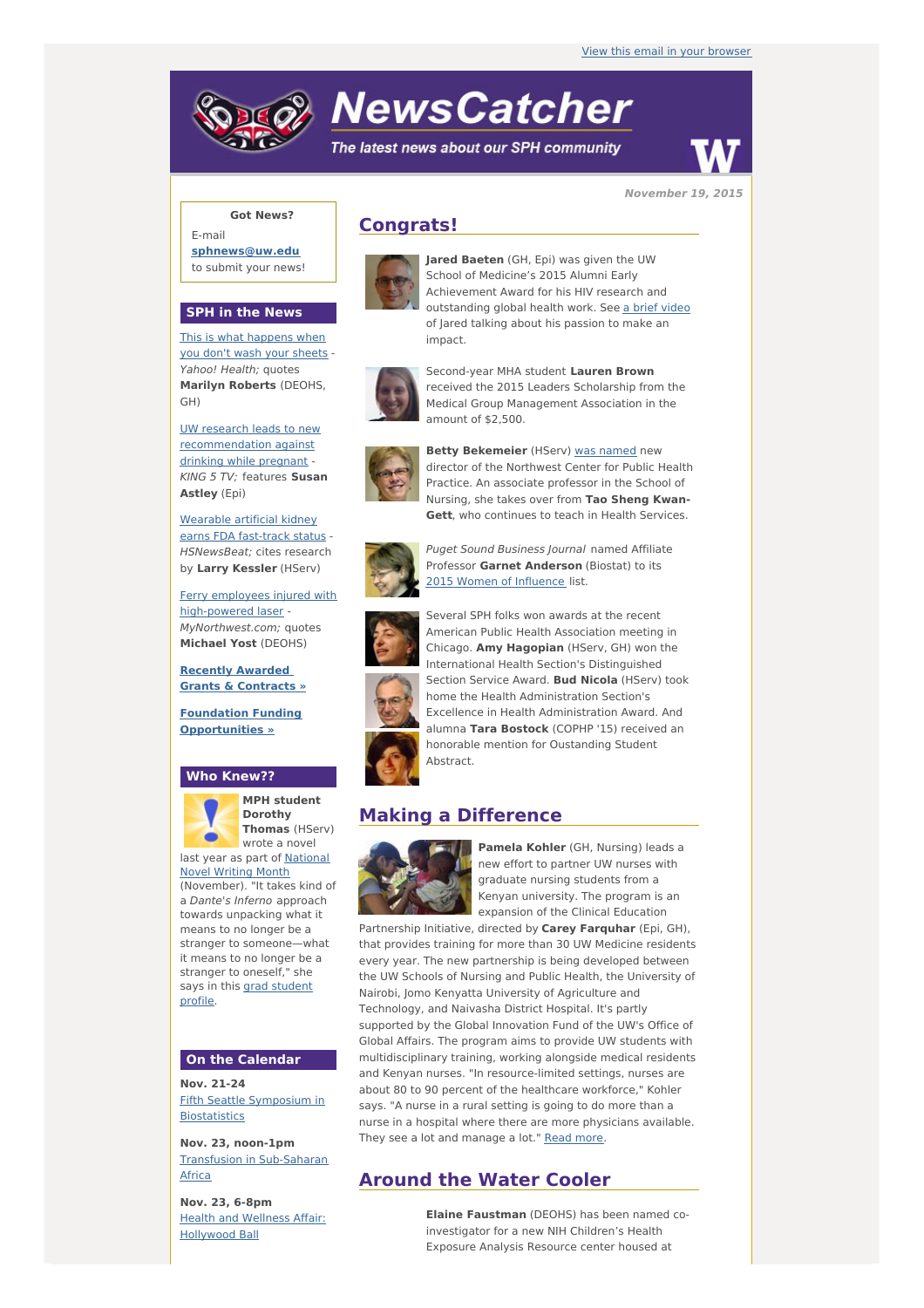View this email in your browser

# NewsCatcher

*The latest news about our SPH community*

**November 19, 2015**

## Congrats!

**Jared Baeten** (GH, Epi) was given the UW School of Medicine's 2015 Alumni Early Achievement Award for his HIV research and outstanding global health work. See a brief video of Jared talking about his passion to make an impact.

Second-year MHA student **Lauren Brown** received the 2015 Leaders Scholarship from the Medical Group Management Association in the amount of $2,500.

**Betty Bekemeier** (HServ) was named new director of the Northwest Center for Public Health Practice. An associate professor in the School of Nursing, she takes over from **Tao Sheng Kwan-Gett**, who continues to teach in Health Services.

*Puget Sound Business Journal* named Affiliate Professor **Garnet Anderson** (Biostat) to its 2015 Women of Influence list.

Several SPH folks won awards at the recent American Public Health Association meeting in Chicago. **Amy Hagopian** (HServ, GH) won the International Health Section's Distinguished Section Service Award. **Bud Nicola** (HServ) took home the Health Administration Section's Excellence in Health Administration Award. And alumna **Tara Bostock** (COPHP '15) received an honorable mention for Oustanding Student Abstract.

## Making a Difference

**Pamela Kohler** (GH, Nursing) leads a new effort to partner UW nurses with graduate nursing students from a Kenyan university. The program is an expansion of the Clinical Education Partnership Initiative, directed by **Carey Farquhar** (Epi, GH), that provides training for more than 30 UW Medicine residents every year. The new partnership is being developed between the UW Schools of Nursing and Public Health, the University of Nairobi, Jomo Kenyatta University of Agriculture and Technology, and Naivasha District Hospital. It's partly supported by the Global Innovation Fund of the UW's Office of Global Affairs. The program aims to provide UW students with multidisciplinary training, working alongside medical residents and Kenyan nurses. "In resource-limited settings, nurses are about 80 to 90 percent of the healthcare workforce," Kohler says. "A nurse in a rural setting is going to do more than a nurse in a hospital where there are more physicians available. They see a lot and manage a lot." Read more.

## Around the Water Cooler

**Elaine Faustman** (DEOHS) has been named co-investigator for a new NIH Children's Health Exposure Analysis Resource center housed at

### Got News?

E-mail **sphnews@uw.edu** to submit your news!

### SPH in the News

This is what happens when you don't wash your sheets - *Yahoo! Health;* quotes **Marilyn Roberts** (DEOHS, GH)

UW research leads to new recommendation against drinking while pregnant - *KING 5 TV;* features **Susan Astley** (Epi)

Wearable artificial kidney earns FDA fast-track status - *HSNewsBeat;* cites research by **Larry Kessler** (HServ)

Ferry employees injured with high-powered laser - *MyNorthwest.com;* quotes **Michael Yost** (DEOHS)

**Recently Awarded Grants & Contracts »**

**Foundation Funding Opportunities »**

### Who Knew??

**MPH student Dorothy Thomas** (HServ) wrote a novel last year as part of National Novel Writing Month (November). "It takes kind of a *Dante's Inferno* approach towards unpacking what it means to no longer be a stranger to someone—what it means to no longer be a stranger to oneself," she says in this grad student profile.

### On the Calendar

**Nov. 21-24**
Fifth Seattle Symposium in Biostatistics

**Nov. 23, noon-1pm**
Transfusion in Sub-Saharan Africa

**Nov. 23, 6-8pm**
Health and Wellness Affair: Hollywood Ball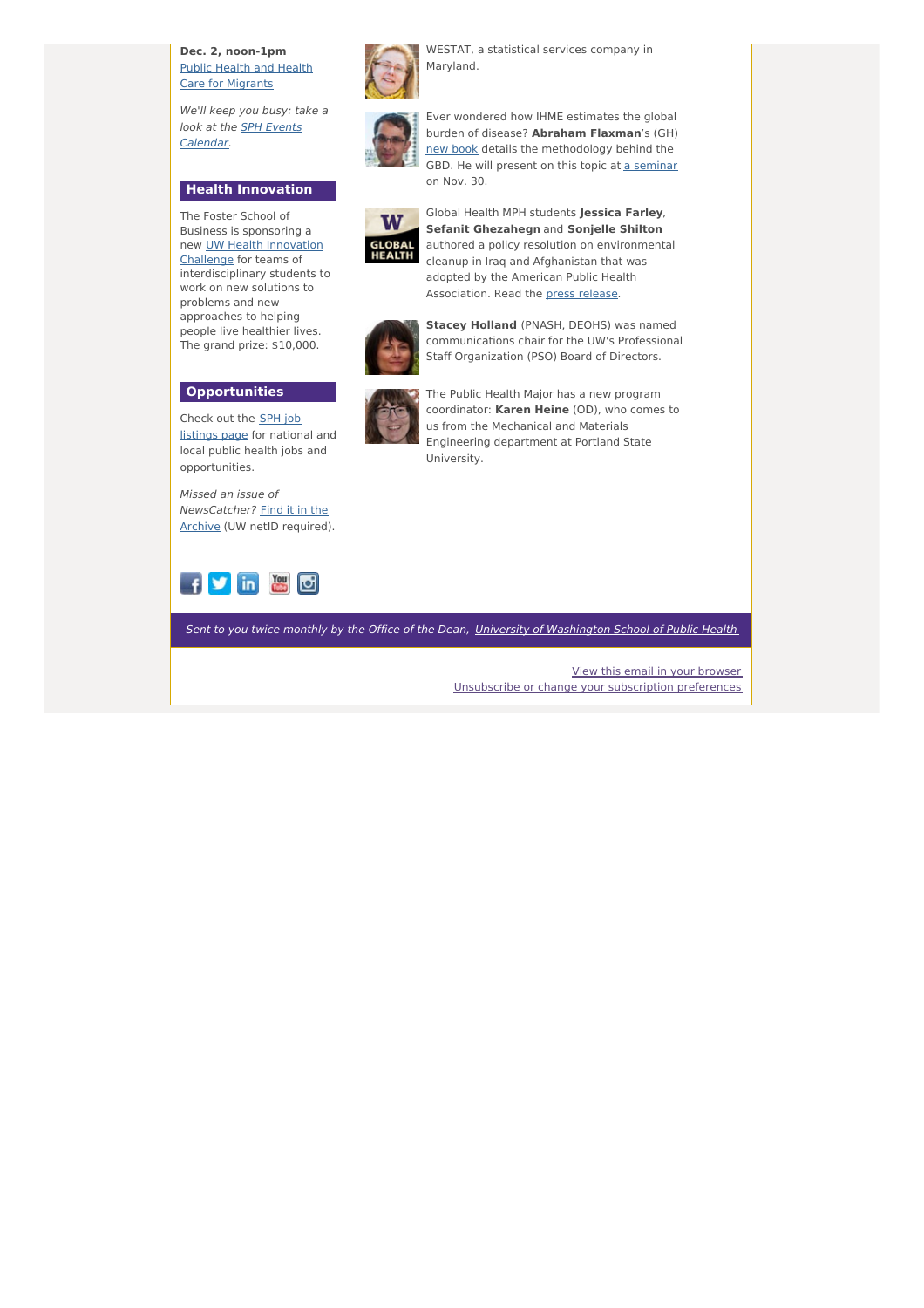**Dec. 2, noon-1pm**
Public Health and Health Care for Migrants

*We'll keep you busy: take a look at the SPH Events Calendar.*

## Health Innovation

The Foster School of Business is sponsoring a new UW Health Innovation Challenge for teams of interdisciplinary students to work on new solutions to problems and new approaches to helping people live healthier lives. The grand prize: $10,000.

## Opportunities

Check out the SPH job listings page for national and local public health jobs and opportunities.

*Missed an issue of NewsCatcher?* Find it in the Archive (UW netID required).

WESTAT, a statistical services company in Maryland.

Ever wondered how IHME estimates the global burden of disease? **Abraham Flaxman**'s (GH) new book details the methodology behind the GBD. He will present on this topic at a seminar on Nov. 30.

Global Health MPH students **Jessica Farley**, **Sefanit Ghezahegn** and **Sonjelle Shilton** authored a policy resolution on environmental cleanup in Iraq and Afghanistan that was adopted by the American Public Health Association. Read the press release.

**Stacey Holland** (PNASH, DEOHS) was named communications chair for the UW's Professional Staff Organization (PSO) Board of Directors.

The Public Health Major has a new program coordinator: **Karen Heine** (OD), who comes to us from the Mechanical and Materials Engineering department at Portland State University.

*Sent to you twice monthly by the Office of the Dean, University of Washington School of Public Health*

View this email in your browser
Unsubscribe or change your subscription preferences